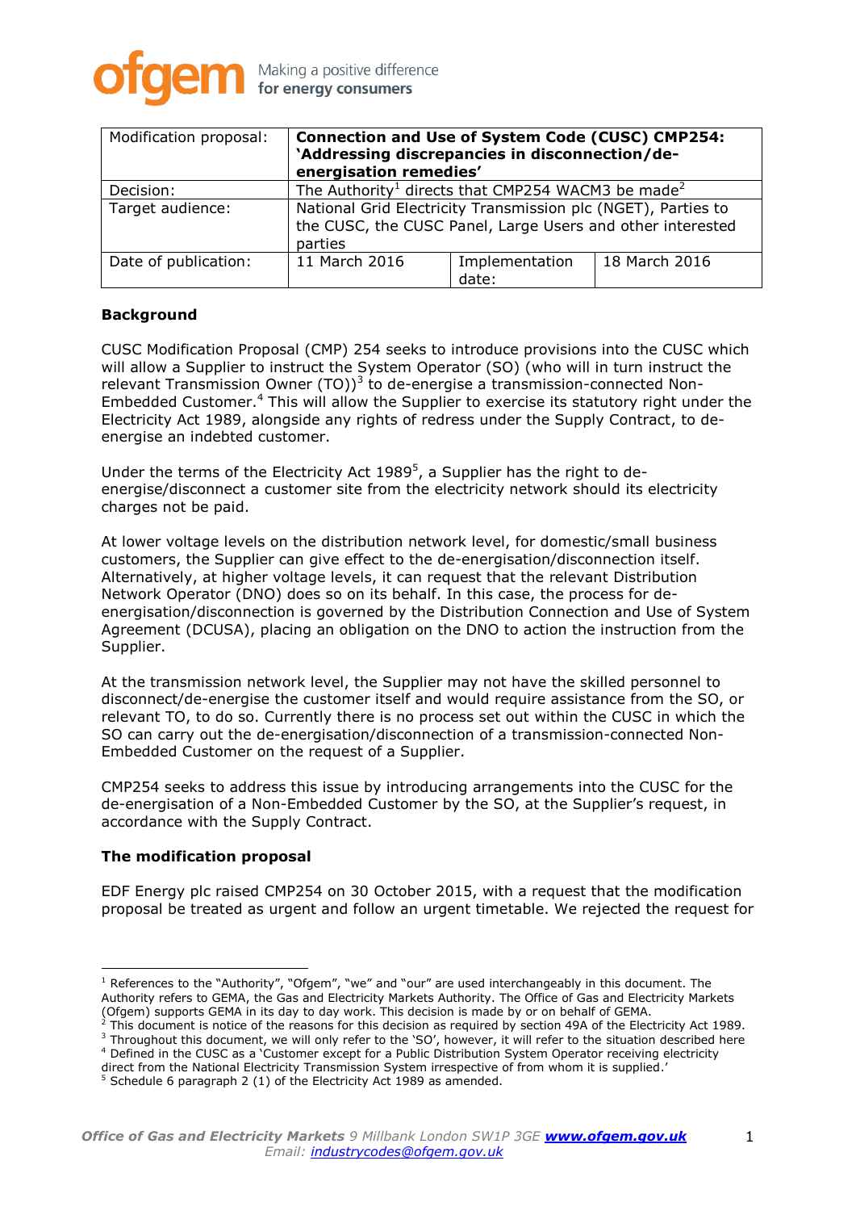| Modification proposal: | **Connection and Use of System Code (CUSC) CMP254: 'Addressing discrepancies in disconnection/de-energisation remedies'** | | |
|---|---|---|---|
| Decision: | The Authority[1] directs that CMP254 WACM3 be made[2] | | |
| Target audience: | National Grid Electricity Transmission plc (NGET), Parties to the CUSC, the CUSC Panel, Large Users and other interested parties | | |
| Date of publication: | 11 March 2016 | Implementation date: | 18 March 2016 |

**Background**

CUSC Modification Proposal (CMP) 254 seeks to introduce provisions into the CUSC which will allow a Supplier to instruct the System Operator (SO) (who will in turn instruct the relevant Transmission Owner (TO))[3] to de-energise a transmission-connected Non-Embedded Customer.[4] This will allow the Supplier to exercise its statutory right under the Electricity Act 1989, alongside any rights of redress under the Supply Contract, to de-energise an indebted customer.

Under the terms of the Electricity Act 1989[5], a Supplier has the right to de-energise/disconnect a customer site from the electricity network should its electricity charges not be paid.

At lower voltage levels on the distribution network level, for domestic/small business customers, the Supplier can give effect to the de-energisation/disconnection itself. Alternatively, at higher voltage levels, it can request that the relevant Distribution Network Operator (DNO) does so on its behalf. In this case, the process for de-energisation/disconnection is governed by the Distribution Connection and Use of System Agreement (DCUSA), placing an obligation on the DNO to action the instruction from the Supplier.

At the transmission network level, the Supplier may not have the skilled personnel to disconnect/de-energise the customer itself and would require assistance from the SO, or relevant TO, to do so. Currently there is no process set out within the CUSC in which the SO can carry out the de-energisation/disconnection of a transmission-connected Non-Embedded Customer on the request of a Supplier.

CMP254 seeks to address this issue by introducing arrangements into the CUSC for the de-energisation of a Non-Embedded Customer by the SO, at the Supplier's request, in accordance with the Supply Contract.

**The modification proposal**

EDF Energy plc raised CMP254 on 30 October 2015, with a request that the modification proposal be treated as urgent and follow an urgent timetable. We rejected the request for

---

[1] References to the "Authority", "Ofgem", "we" and "our" are used interchangeably in this document. The Authority refers to GEMA, the Gas and Electricity Markets Authority. The Office of Gas and Electricity Markets (Ofgem) supports GEMA in its day to day work. This decision is made by or on behalf of GEMA.

[2] This document is notice of the reasons for this decision as required by section 49A of the Electricity Act 1989.

[3] Throughout this document, we will only refer to the 'SO', however, it will refer to the situation described here

[4] Defined in the CUSC as a 'Customer except for a Public Distribution System Operator receiving electricity direct from the National Electricity Transmission System irrespective of from whom it is supplied.'

[5] Schedule 6 paragraph 2 (1) of the Electricity Act 1989 as amended.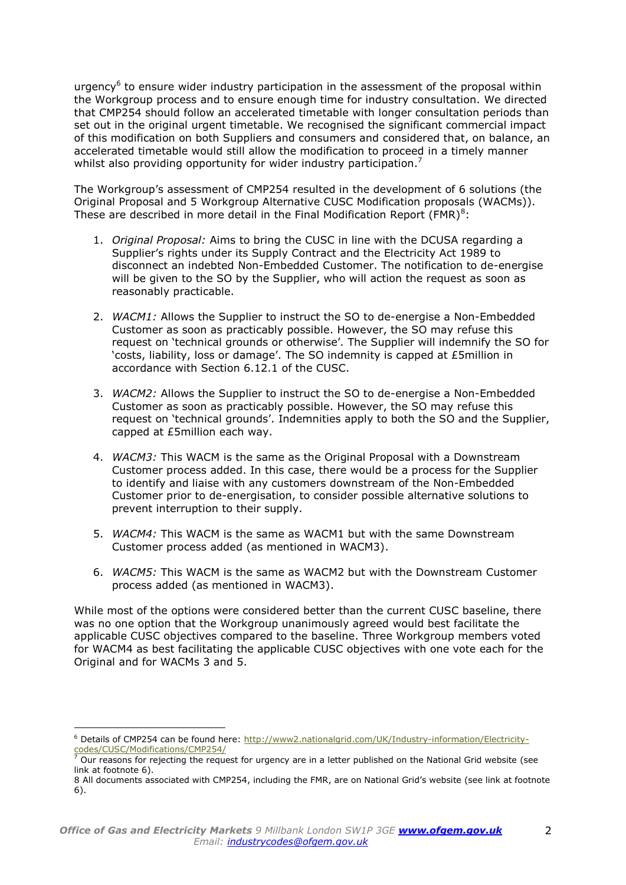urgency[6] to ensure wider industry participation in the assessment of the proposal within the Workgroup process and to ensure enough time for industry consultation. We directed that CMP254 should follow an accelerated timetable with longer consultation periods than set out in the original urgent timetable. We recognised the significant commercial impact of this modification on both Suppliers and consumers and considered that, on balance, an accelerated timetable would still allow the modification to proceed in a timely manner whilst also providing opportunity for wider industry participation.[7]

The Workgroup's assessment of CMP254 resulted in the development of 6 solutions (the Original Proposal and 5 Workgroup Alternative CUSC Modification proposals (WACMs)). These are described in more detail in the Final Modification Report (FMR)[8]:

1. *Original Proposal:* Aims to bring the CUSC in line with the DCUSA regarding a Supplier's rights under its Supply Contract and the Electricity Act 1989 to disconnect an indebted Non-Embedded Customer. The notification to de-energise will be given to the SO by the Supplier, who will action the request as soon as reasonably practicable.

2. *WACM1:* Allows the Supplier to instruct the SO to de-energise a Non-Embedded Customer as soon as practicably possible. However, the SO may refuse this request on 'technical grounds or otherwise'. The Supplier will indemnify the SO for 'costs, liability, loss or damage'. The SO indemnity is capped at £5million in accordance with Section 6.12.1 of the CUSC.

3. *WACM2:* Allows the Supplier to instruct the SO to de-energise a Non-Embedded Customer as soon as practicably possible. However, the SO may refuse this request on 'technical grounds'. Indemnities apply to both the SO and the Supplier, capped at £5million each way.

4. *WACM3:* This WACM is the same as the Original Proposal with a Downstream Customer process added. In this case, there would be a process for the Supplier to identify and liaise with any customers downstream of the Non-Embedded Customer prior to de-energisation, to consider possible alternative solutions to prevent interruption to their supply.

5. *WACM4:* This WACM is the same as WACM1 but with the same Downstream Customer process added (as mentioned in WACM3).

6. *WACM5:* This WACM is the same as WACM2 but with the Downstream Customer process added (as mentioned in WACM3).

While most of the options were considered better than the current CUSC baseline, there was no one option that the Workgroup unanimously agreed would best facilitate the applicable CUSC objectives compared to the baseline. Three Workgroup members voted for WACM4 as best facilitating the applicable CUSC objectives with one vote each for the Original and for WACMs 3 and 5.

---

[6] Details of CMP254 can be found here: http://www2.nationalgrid.com/UK/Industry-information/Electricity-codes/CUSC/Modifications/CMP254/

[7] Our reasons for rejecting the request for urgency are in a letter published on the National Grid website (see link at footnote 6).

8 All documents associated with CMP254, including the FMR, are on National Grid's website (see link at footnote 6).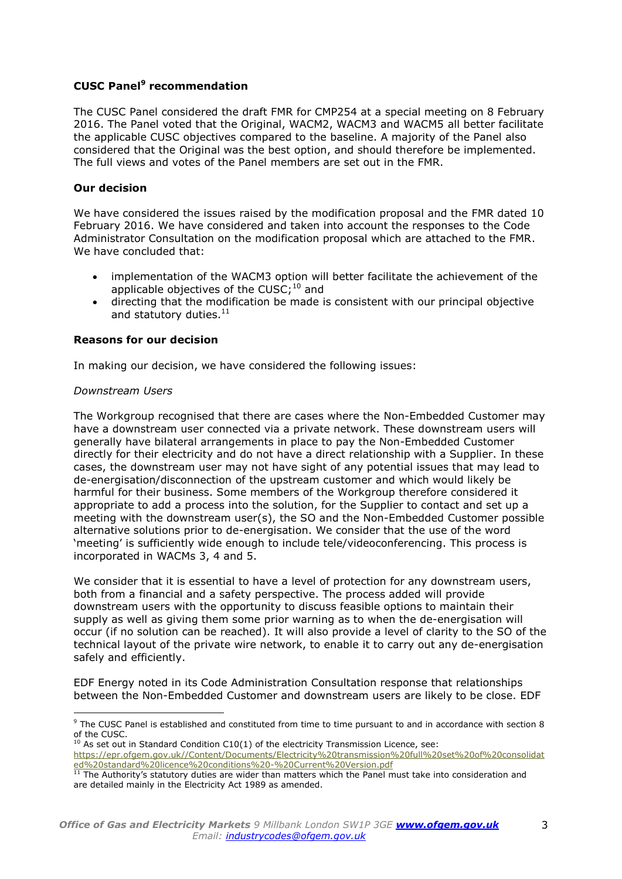**CUSC Panel[9] recommendation**

The CUSC Panel considered the draft FMR for CMP254 at a special meeting on 8 February 2016. The Panel voted that the Original, WACM2, WACM3 and WACM5 all better facilitate the applicable CUSC objectives compared to the baseline. A majority of the Panel also considered that the Original was the best option, and should therefore be implemented. The full views and votes of the Panel members are set out in the FMR.

**Our decision**

We have considered the issues raised by the modification proposal and the FMR dated 10 February 2016. We have considered and taken into account the responses to the Code Administrator Consultation on the modification proposal which are attached to the FMR. We have concluded that:

- implementation of the WACM3 option will better facilitate the achievement of the applicable objectives of the CUSC;[10] and
- directing that the modification be made is consistent with our principal objective and statutory duties.[11]

**Reasons for our decision**

In making our decision, we have considered the following issues:

*Downstream Users*

The Workgroup recognised that there are cases where the Non-Embedded Customer may have a downstream user connected via a private network. These downstream users will generally have bilateral arrangements in place to pay the Non-Embedded Customer directly for their electricity and do not have a direct relationship with a Supplier. In these cases, the downstream user may not have sight of any potential issues that may lead to de-energisation/disconnection of the upstream customer and which would likely be harmful for their business. Some members of the Workgroup therefore considered it appropriate to add a process into the solution, for the Supplier to contact and set up a meeting with the downstream user(s), the SO and the Non-Embedded Customer possible alternative solutions prior to de-energisation. We consider that the use of the word 'meeting' is sufficiently wide enough to include tele/videoconferencing. This process is incorporated in WACMs 3, 4 and 5.

We consider that it is essential to have a level of protection for any downstream users, both from a financial and a safety perspective. The process added will provide downstream users with the opportunity to discuss feasible options to maintain their supply as well as giving them some prior warning as to when the de-energisation will occur (if no solution can be reached). It will also provide a level of clarity to the SO of the technical layout of the private wire network, to enable it to carry out any de-energisation safely and efficiently.

EDF Energy noted in its Code Administration Consultation response that relationships between the Non-Embedded Customer and downstream users are likely to be close. EDF

---

[9] The CUSC Panel is established and constituted from time to time pursuant to and in accordance with section 8 of the CUSC.

[10] As set out in Standard Condition C10(1) of the electricity Transmission Licence, see: https://epr.ofgem.gov.uk//Content/Documents/Electricity%20transmission%20full%20set%20of%20consolidated%20standard%20licence%20conditions%20-%20Current%20Version.pdf

[11] The Authority's statutory duties are wider than matters which the Panel must take into consideration and are detailed mainly in the Electricity Act 1989 as amended.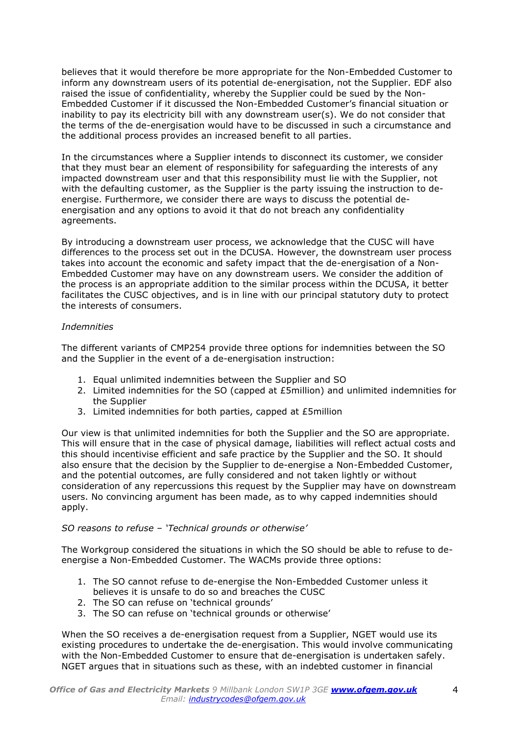believes that it would therefore be more appropriate for the Non-Embedded Customer to inform any downstream users of its potential de-energisation, not the Supplier. EDF also raised the issue of confidentiality, whereby the Supplier could be sued by the Non-Embedded Customer if it discussed the Non-Embedded Customer's financial situation or inability to pay its electricity bill with any downstream user(s). We do not consider that the terms of the de-energisation would have to be discussed in such a circumstance and the additional process provides an increased benefit to all parties.

In the circumstances where a Supplier intends to disconnect its customer, we consider that they must bear an element of responsibility for safeguarding the interests of any impacted downstream user and that this responsibility must lie with the Supplier, not with the defaulting customer, as the Supplier is the party issuing the instruction to de-energise. Furthermore, we consider there are ways to discuss the potential de-energisation and any options to avoid it that do not breach any confidentiality agreements.

By introducing a downstream user process, we acknowledge that the CUSC will have differences to the process set out in the DCUSA. However, the downstream user process takes into account the economic and safety impact that the de-energisation of a Non-Embedded Customer may have on any downstream users. We consider the addition of the process is an appropriate addition to the similar process within the DCUSA, it better facilitates the CUSC objectives, and is in line with our principal statutory duty to protect the interests of consumers.

*Indemnities*

The different variants of CMP254 provide three options for indemnities between the SO and the Supplier in the event of a de-energisation instruction:

1. Equal unlimited indemnities between the Supplier and SO
2. Limited indemnities for the SO (capped at £5million) and unlimited indemnities for the Supplier
3. Limited indemnities for both parties, capped at £5million

Our view is that unlimited indemnities for both the Supplier and the SO are appropriate. This will ensure that in the case of physical damage, liabilities will reflect actual costs and this should incentivise efficient and safe practice by the Supplier and the SO. It should also ensure that the decision by the Supplier to de-energise a Non-Embedded Customer, and the potential outcomes, are fully considered and not taken lightly or without consideration of any repercussions this request by the Supplier may have on downstream users. No convincing argument has been made, as to why capped indemnities should apply.

*SO reasons to refuse – 'Technical grounds or otherwise'*

The Workgroup considered the situations in which the SO should be able to refuse to de-energise a Non-Embedded Customer. The WACMs provide three options:

1. The SO cannot refuse to de-energise the Non-Embedded Customer unless it believes it is unsafe to do so and breaches the CUSC
2. The SO can refuse on 'technical grounds'
3. The SO can refuse on 'technical grounds or otherwise'

When the SO receives a de-energisation request from a Supplier, NGET would use its existing procedures to undertake the de-energisation. This would involve communicating with the Non-Embedded Customer to ensure that de-energisation is undertaken safely. NGET argues that in situations such as these, with an indebted customer in financial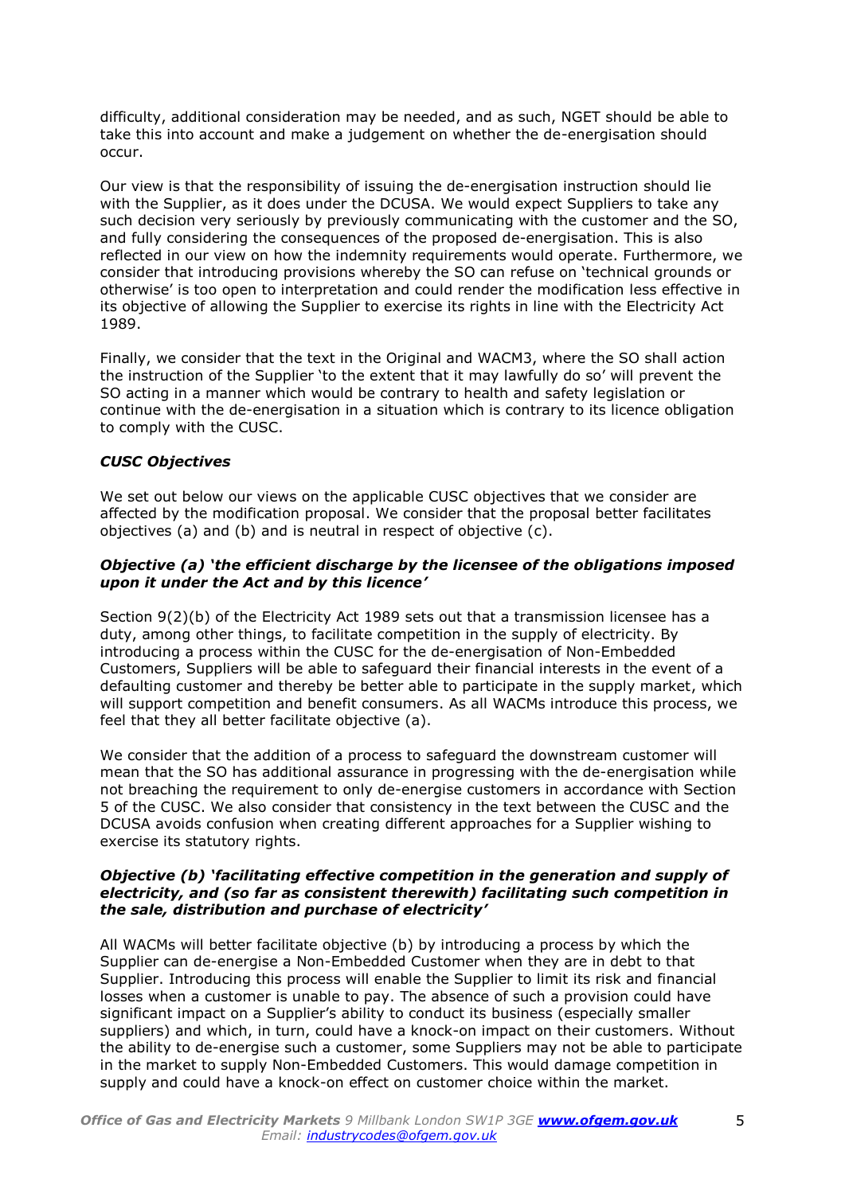difficulty, additional consideration may be needed, and as such, NGET should be able to take this into account and make a judgement on whether the de-energisation should occur.

Our view is that the responsibility of issuing the de-energisation instruction should lie with the Supplier, as it does under the DCUSA. We would expect Suppliers to take any such decision very seriously by previously communicating with the customer and the SO, and fully considering the consequences of the proposed de-energisation. This is also reflected in our view on how the indemnity requirements would operate. Furthermore, we consider that introducing provisions whereby the SO can refuse on 'technical grounds or otherwise' is too open to interpretation and could render the modification less effective in its objective of allowing the Supplier to exercise its rights in line with the Electricity Act 1989.

Finally, we consider that the text in the Original and WACM3, where the SO shall action the instruction of the Supplier 'to the extent that it may lawfully do so' will prevent the SO acting in a manner which would be contrary to health and safety legislation or continue with the de-energisation in a situation which is contrary to its licence obligation to comply with the CUSC.

### *CUSC Objectives*

We set out below our views on the applicable CUSC objectives that we consider are affected by the modification proposal. We consider that the proposal better facilitates objectives (a) and (b) and is neutral in respect of objective (c).

#### *Objective (a) 'the efficient discharge by the licensee of the obligations imposed upon it under the Act and by this licence'*

Section 9(2)(b) of the Electricity Act 1989 sets out that a transmission licensee has a duty, among other things, to facilitate competition in the supply of electricity. By introducing a process within the CUSC for the de-energisation of Non-Embedded Customers, Suppliers will be able to safeguard their financial interests in the event of a defaulting customer and thereby be better able to participate in the supply market, which will support competition and benefit consumers. As all WACMs introduce this process, we feel that they all better facilitate objective (a).

We consider that the addition of a process to safeguard the downstream customer will mean that the SO has additional assurance in progressing with the de-energisation while not breaching the requirement to only de-energise customers in accordance with Section 5 of the CUSC. We also consider that consistency in the text between the CUSC and the DCUSA avoids confusion when creating different approaches for a Supplier wishing to exercise its statutory rights.

#### *Objective (b) 'facilitating effective competition in the generation and supply of electricity, and (so far as consistent therewith) facilitating such competition in the sale, distribution and purchase of electricity'*

All WACMs will better facilitate objective (b) by introducing a process by which the Supplier can de-energise a Non-Embedded Customer when they are in debt to that Supplier. Introducing this process will enable the Supplier to limit its risk and financial losses when a customer is unable to pay. The absence of such a provision could have significant impact on a Supplier's ability to conduct its business (especially smaller suppliers) and which, in turn, could have a knock-on impact on their customers. Without the ability to de-energise such a customer, some Suppliers may not be able to participate in the market to supply Non-Embedded Customers. This would damage competition in supply and could have a knock-on effect on customer choice within the market.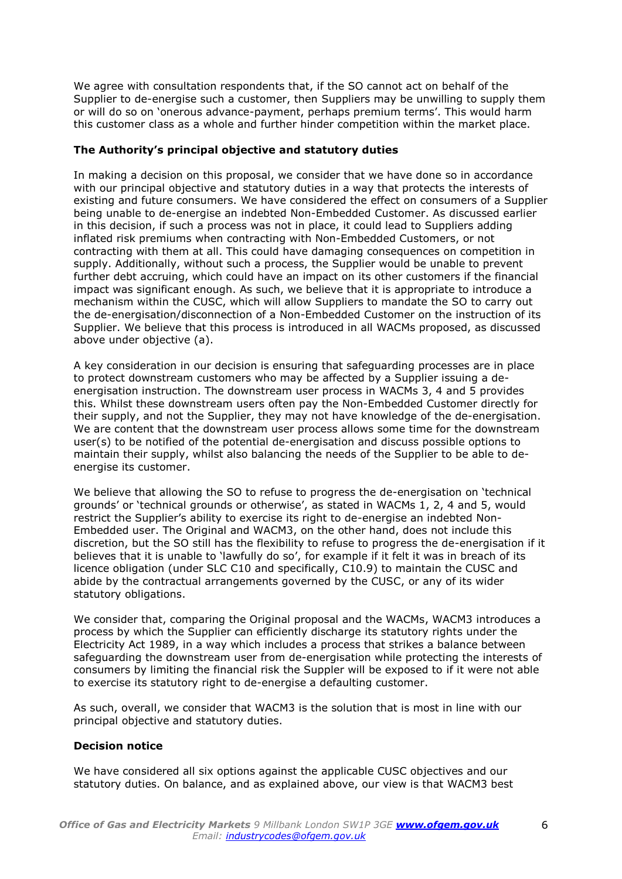We agree with consultation respondents that, if the SO cannot act on behalf of the Supplier to de-energise such a customer, then Suppliers may be unwilling to supply them or will do so on 'onerous advance-payment, perhaps premium terms'. This would harm this customer class as a whole and further hinder competition within the market place.

**The Authority's principal objective and statutory duties**

In making a decision on this proposal, we consider that we have done so in accordance with our principal objective and statutory duties in a way that protects the interests of existing and future consumers. We have considered the effect on consumers of a Supplier being unable to de-energise an indebted Non-Embedded Customer. As discussed earlier in this decision, if such a process was not in place, it could lead to Suppliers adding inflated risk premiums when contracting with Non-Embedded Customers, or not contracting with them at all. This could have damaging consequences on competition in supply. Additionally, without such a process, the Supplier would be unable to prevent further debt accruing, which could have an impact on its other customers if the financial impact was significant enough. As such, we believe that it is appropriate to introduce a mechanism within the CUSC, which will allow Suppliers to mandate the SO to carry out the de-energisation/disconnection of a Non-Embedded Customer on the instruction of its Supplier. We believe that this process is introduced in all WACMs proposed, as discussed above under objective (a).

A key consideration in our decision is ensuring that safeguarding processes are in place to protect downstream customers who may be affected by a Supplier issuing a de-energisation instruction. The downstream user process in WACMs 3, 4 and 5 provides this. Whilst these downstream users often pay the Non-Embedded Customer directly for their supply, and not the Supplier, they may not have knowledge of the de-energisation. We are content that the downstream user process allows some time for the downstream user(s) to be notified of the potential de-energisation and discuss possible options to maintain their supply, whilst also balancing the needs of the Supplier to be able to de-energise its customer.

We believe that allowing the SO to refuse to progress the de-energisation on 'technical grounds' or 'technical grounds or otherwise', as stated in WACMs 1, 2, 4 and 5, would restrict the Supplier's ability to exercise its right to de-energise an indebted Non-Embedded user. The Original and WACM3, on the other hand, does not include this discretion, but the SO still has the flexibility to refuse to progress the de-energisation if it believes that it is unable to 'lawfully do so', for example if it felt it was in breach of its licence obligation (under SLC C10 and specifically, C10.9) to maintain the CUSC and abide by the contractual arrangements governed by the CUSC, or any of its wider statutory obligations.

We consider that, comparing the Original proposal and the WACMs, WACM3 introduces a process by which the Supplier can efficiently discharge its statutory rights under the Electricity Act 1989, in a way which includes a process that strikes a balance between safeguarding the downstream user from de-energisation while protecting the interests of consumers by limiting the financial risk the Suppler will be exposed to if it were not able to exercise its statutory right to de-energise a defaulting customer.

As such, overall, we consider that WACM3 is the solution that is most in line with our principal objective and statutory duties.

**Decision notice**

We have considered all six options against the applicable CUSC objectives and our statutory duties. On balance, and as explained above, our view is that WACM3 best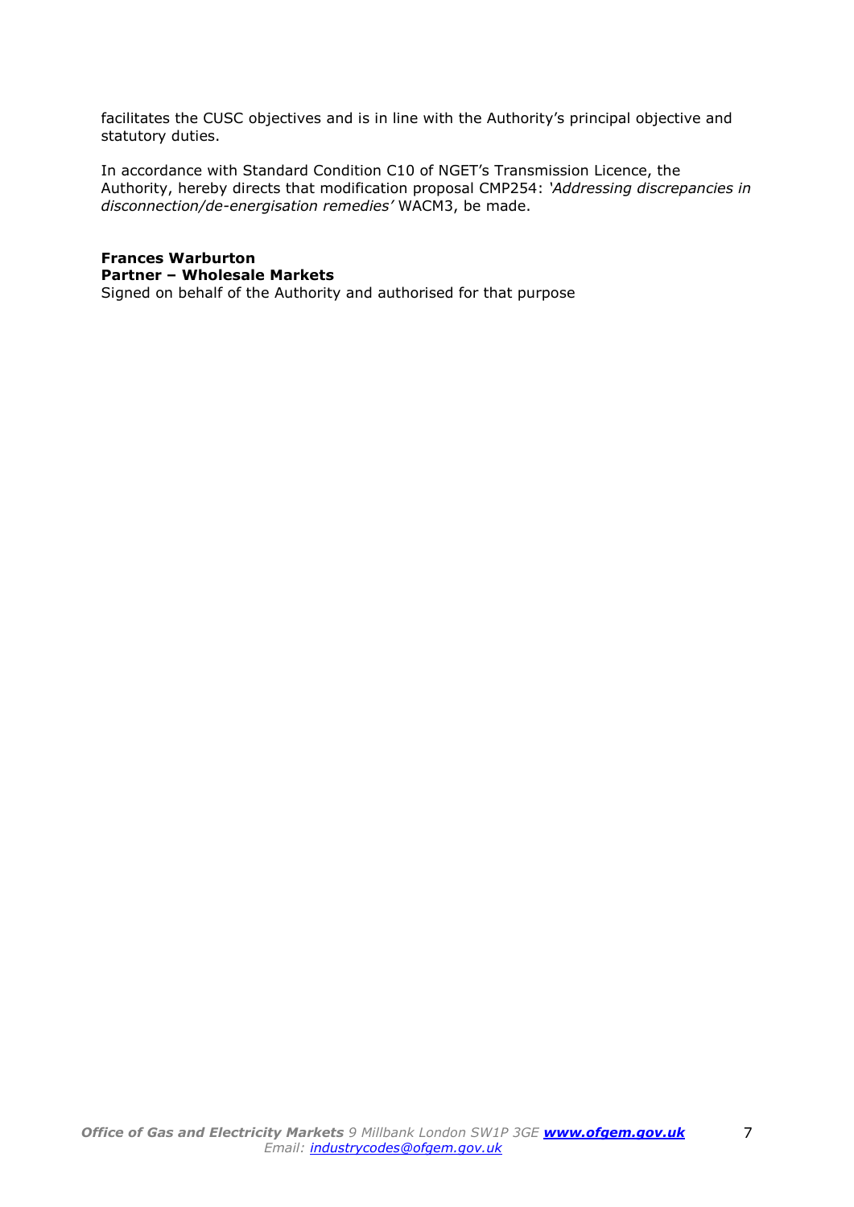facilitates the CUSC objectives and is in line with the Authority's principal objective and statutory duties.

In accordance with Standard Condition C10 of NGET's Transmission Licence, the Authority, hereby directs that modification proposal CMP254: *'Addressing discrepancies in disconnection/de-energisation remedies'* WACM3, be made.

**Frances Warburton**
**Partner – Wholesale Markets**
Signed on behalf of the Authority and authorised for that purpose